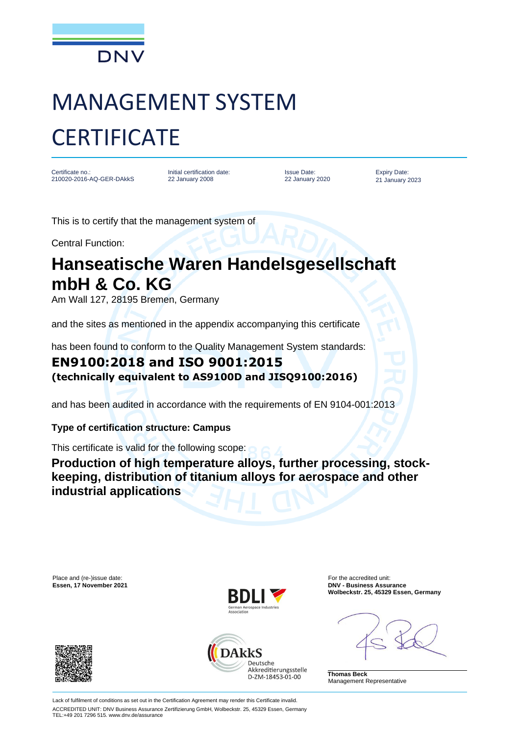DNV

# MANAGEMENT SYSTEM CERTIFICATE

| Certificate no.: | Initial certification date: | Issue Date: | Expiry Date: |
| --- | --- | --- | --- |
| 210020-2016-AQ-GER-DAkkS | 22 January 2008 | 22 January 2020 | 21 January 2023 |

This is to certify that the management system of

Central Function:

## Hanseatische Waren Handelsgesellschaft mbH & Co. KG

Am Wall 127, 28195 Bremen, Germany

and the sites as mentioned in the appendix accompanying this certificate

has been found to conform to the Quality Management System standards:

**EN9100:2018 and ISO 9001:2015**
**(technically equivalent to AS9100D and JISQ9100:2016)**

and has been audited in accordance with the requirements of EN 9104-001:2013

**Type of certification structure: Campus**

This certificate is valid for the following scope:

**Production of high temperature alloys, further processing, stock-keeping, distribution of titanium alloys for aerospace and other industrial applications**

Place and (re-)issue date:
**Essen, 17 November 2021**

BDLI German Aerospace Industries Association

DAkkS Deutsche Akkreditierungsstelle D-ZM-18453-01-00

For the accredited unit:
**DNV - Business Assurance**
**Wolbeckstr. 25, 45329 Essen, Germany**

**Thomas Beck**
Management Representative

Lack of fulfilment of conditions as set out in the Certification Agreement may render this Certificate invalid.
ACCREDITED UNIT: DNV Business Assurance Zertifizierung GmbH, Wolbeckstr. 25, 45329 Essen, Germany
TEL:+49 201 7296 515. www.dnv.de/assurance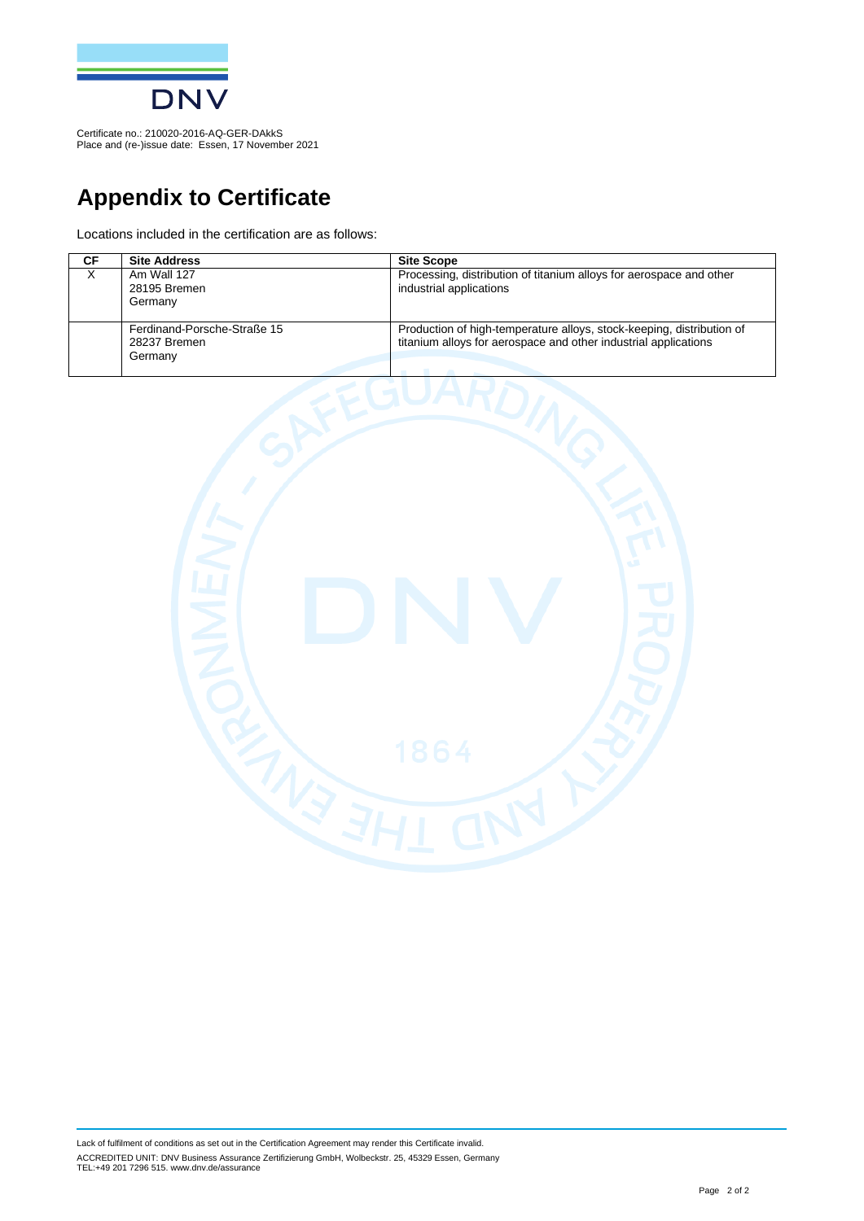Certificate no.: 210020-2016-AQ-GER-DAkkS
Place and (re-)issue date: Essen, 17 November 2021

# Appendix to Certificate

Locations included in the certification are as follows:

| CF | Site Address | Site Scope |
|---|---|---|
| X | Am Wall 127<br>28195 Bremen<br>Germany | Processing, distribution of titanium alloys for aerospace and other industrial applications |
| | Ferdinand-Porsche-Straße 15<br>28237 Bremen<br>Germany | Production of high-temperature alloys, stock-keeping, distribution of titanium alloys for aerospace and other industrial applications |

Lack of fulfilment of conditions as set out in the Certification Agreement may render this Certificate invalid.

ACCREDITED UNIT: DNV Business Assurance Zertifizierung GmbH, Wolbeckstr. 25, 45329 Essen, Germany
TEL:+49 201 7296 515. www.dnv.de/assurance